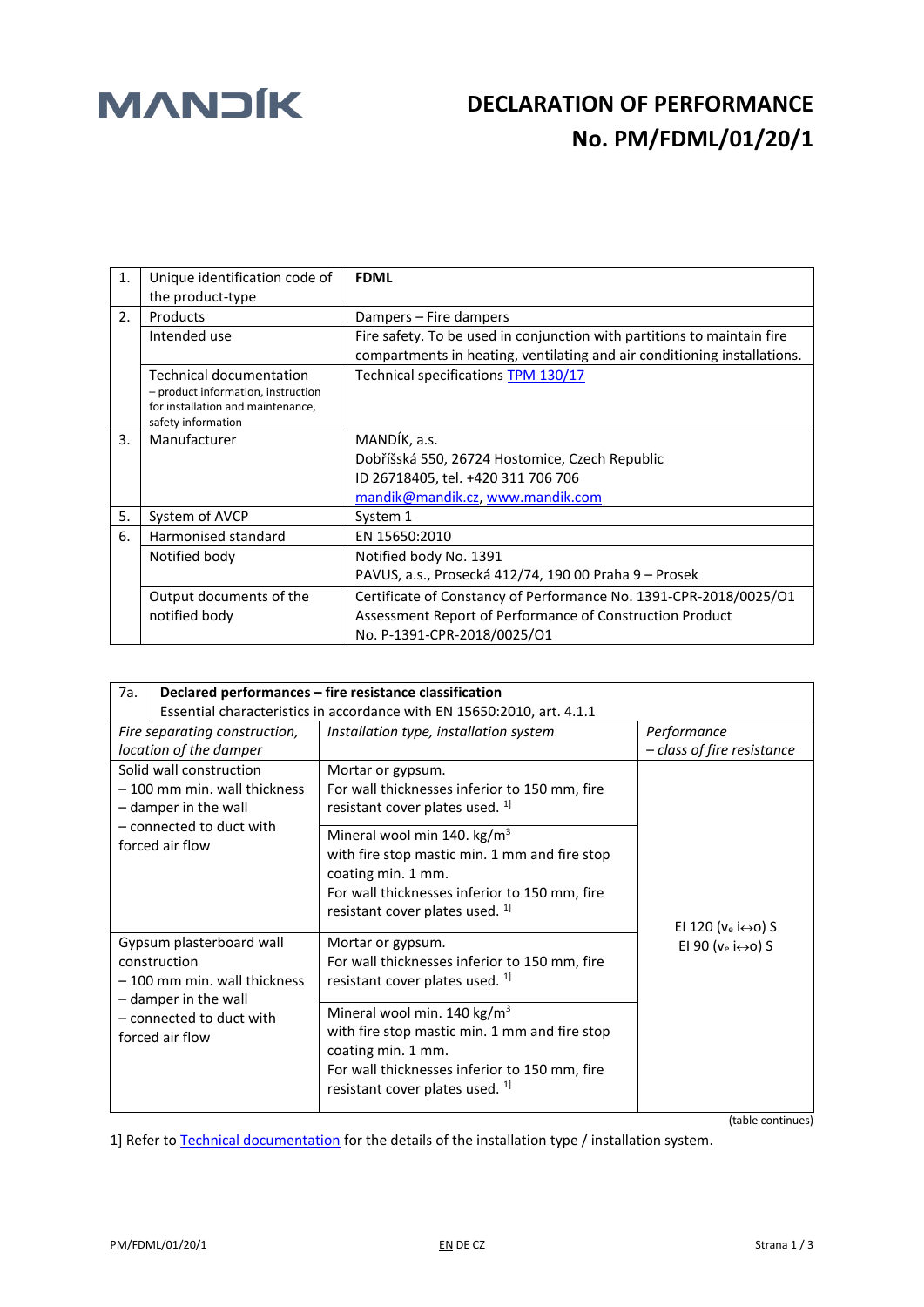MANDÍK

# DECLARATION OF PERFORMANCE
# No. PM/FDML/01/20/1

| | | |
|---|---|---|
| 1. | Unique identification code of the product-type | **FDML** |
| 2. | Products | Dampers – Fire dampers |
| | Intended use | Fire safety. To be used in conjunction with partitions to maintain fire compartments in heating, ventilating and air conditioning installations. |
| | Technical documentation – product information, instruction for installation and maintenance, safety information | Technical specifications TPM 130/17 |
| 3. | Manufacturer | MANDÍK, a.s.<br>Dobříšská 550, 26724 Hostomice, Czech Republic<br>ID 26718405, tel. +420 311 706 706<br>mandik@mandik.cz, www.mandik.com |
| 5. | System of AVCP | System 1 |
| 6. | Harmonised standard | EN 15650:2010 |
| | Notified body | Notified body No. 1391<br>PAVUS, a.s., Prosecká 412/74, 190 00 Praha 9 – Prosek |
| | Output documents of the notified body | Certificate of Constancy of Performance No. 1391-CPR-2018/0025/O1<br>Assessment Report of Performance of Construction Product<br>No. P-1391-CPR-2018/0025/O1 |

| 7a. **Declared performances – fire resistance classification**<br>Essential characteristics in accordance with EN 15650:2010, art. 4.1.1 | | |
|---|---|---|
| *Fire separating construction, location of the damper* | *Installation type, installation system* | *Performance – class of fire resistance* |
| Solid wall construction<br>– 100 mm min. wall thickness<br>– damper in the wall<br>– connected to duct with forced air flow | Mortar or gypsum.<br>For wall thicknesses inferior to 150 mm, fire resistant cover plates used. [1] | EI 120 ($v_e$ i↔o) S<br>EI 90 ($v_e$ i↔o) S |
| | Mineral wool min 140. kg/m$^3$ with fire stop mastic min. 1 mm and fire stop coating min. 1 mm.<br>For wall thicknesses inferior to 150 mm, fire resistant cover plates used. [1] | |
| Gypsum plasterboard wall construction<br>– 100 mm min. wall thickness<br>– damper in the wall<br>– connected to duct with forced air flow | Mortar or gypsum.<br>For wall thicknesses inferior to 150 mm, fire resistant cover plates used. [1] | |
| | Mineral wool min. 140 kg/m$^3$ with fire stop mastic min. 1 mm and fire stop coating min. 1 mm.<br>For wall thicknesses inferior to 150 mm, fire resistant cover plates used. [1] | |

(table continues)

1] Refer to Technical documentation for the details of the installation type / installation system.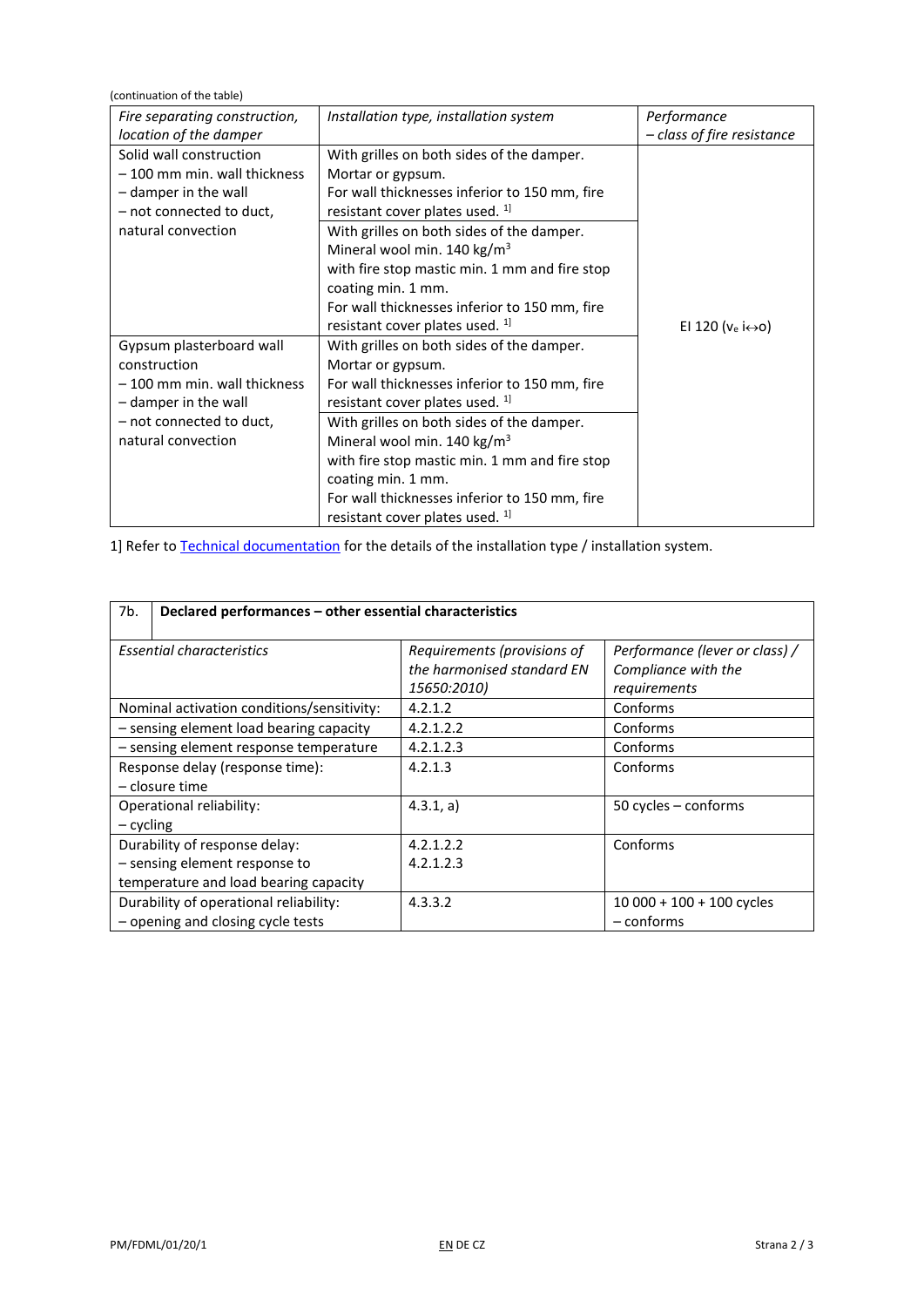(continuation of the table)

| *Fire separating construction, location of the damper* | *Installation type, installation system* | *Performance – class of fire resistance* |
|---|---|---|
| Solid wall construction – 100 mm min. wall thickness – damper in the wall – not connected to duct, natural convection | With grilles on both sides of the damper. Mortar or gypsum. For wall thicknesses inferior to 150 mm, fire resistant cover plates used. [1] | EI 120 ($v_e$ i↔o) |
| | With grilles on both sides of the damper. Mineral wool min. 140 kg/m³ with fire stop mastic min. 1 mm and fire stop coating min. 1 mm. For wall thicknesses inferior to 150 mm, fire resistant cover plates used. [1] | |
| Gypsum plasterboard wall construction – 100 mm min. wall thickness – damper in the wall – not connected to duct, natural convection | With grilles on both sides of the damper. Mortar or gypsum. For wall thicknesses inferior to 150 mm, fire resistant cover plates used. [1] | |
| | With grilles on both sides of the damper. Mineral wool min. 140 kg/m³ with fire stop mastic min. 1 mm and fire stop coating min. 1 mm. For wall thicknesses inferior to 150 mm, fire resistant cover plates used. [1] | |

1] Refer to Technical documentation for the details of the installation type / installation system.

| 7b. | **Declared performances – other essential characteristics** | |
|---|---|---|
| *Essential characteristics* | *Requirements (provisions of the harmonised standard EN 15650:2010)* | *Performance (lever or class) / Compliance with the requirements* |
| Nominal activation conditions/sensitivity: | 4.2.1.2 | Conforms |
| – sensing element load bearing capacity | 4.2.1.2.2 | Conforms |
| – sensing element response temperature | 4.2.1.2.3 | Conforms |
| Response delay (response time): – closure time | 4.2.1.3 | Conforms |
| Operational reliability: – cycling | 4.3.1, a) | 50 cycles – conforms |
| Durability of response delay: – sensing element response to temperature and load bearing capacity | 4.2.1.2.2 4.2.1.2.3 | Conforms |
| Durability of operational reliability: – opening and closing cycle tests | 4.3.3.2 | 10 000 + 100 + 100 cycles – conforms |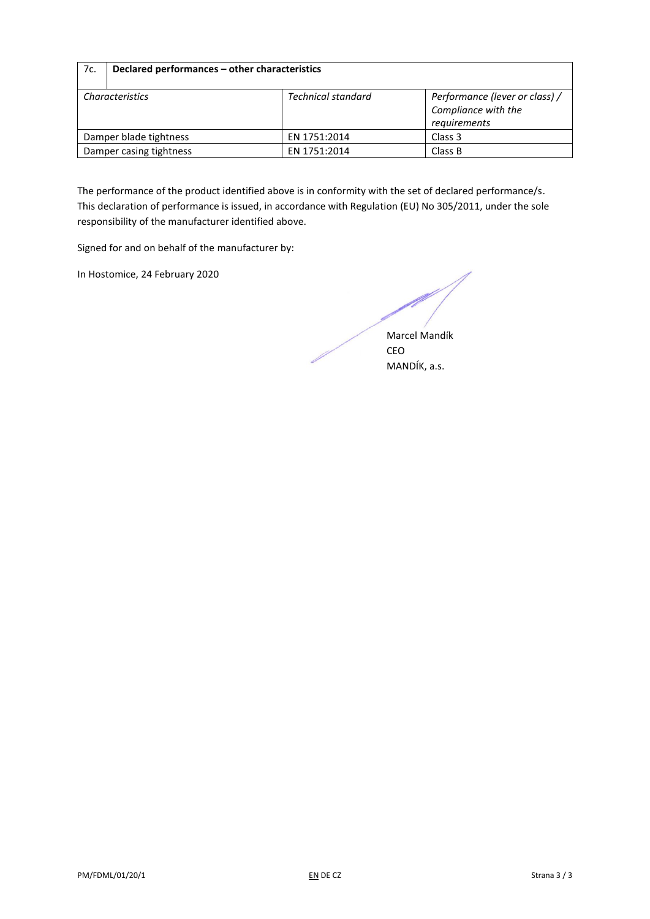| 7c. | **Declared performances – other characteristics** | |
|---|---|---|
| *Characteristics* | *Technical standard* | *Performance (lever or class) / Compliance with the requirements* |
| Damper blade tightness | EN 1751:2014 | Class 3 |
| Damper casing tightness | EN 1751:2014 | Class B |

The performance of the product identified above is in conformity with the set of declared performance/s. This declaration of performance is issued, in accordance with Regulation (EU) No 305/2011, under the sole responsibility of the manufacturer identified above.

Signed for and on behalf of the manufacturer by:

In Hostomice, 24 February 2020

Marcel Mandík
CEO
MANDÍK, a.s.